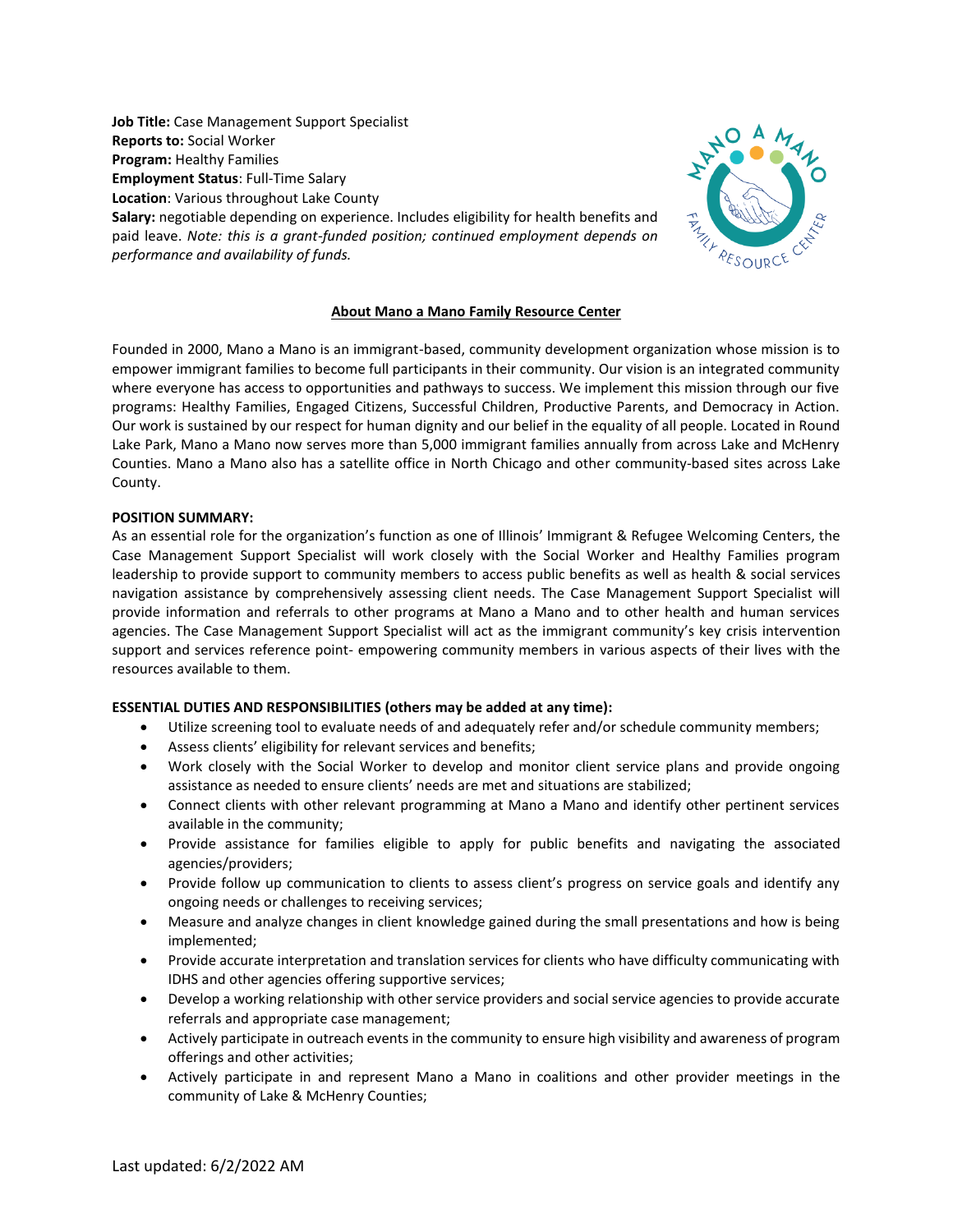**Job Title:** Case Management Support Specialist
**Reports to:** Social Worker
**Program:** Healthy Families
**Employment Status**: Full-Time Salary
**Location**: Various throughout Lake County
**Salary:** negotiable depending on experience. Includes eligibility for health benefits and paid leave. *Note: this is a grant-funded position; continued employment depends on performance and availability of funds.*

## About Mano a Mano Family Resource Center

Founded in 2000, Mano a Mano is an immigrant-based, community development organization whose mission is to empower immigrant families to become full participants in their community. Our vision is an integrated community where everyone has access to opportunities and pathways to success. We implement this mission through our five programs: Healthy Families, Engaged Citizens, Successful Children, Productive Parents, and Democracy in Action. Our work is sustained by our respect for human dignity and our belief in the equality of all people. Located in Round Lake Park, Mano a Mano now serves more than 5,000 immigrant families annually from across Lake and McHenry Counties. Mano a Mano also has a satellite office in North Chicago and other community-based sites across Lake County.

**POSITION SUMMARY:**

As an essential role for the organization's function as one of Illinois' Immigrant & Refugee Welcoming Centers, the Case Management Support Specialist will work closely with the Social Worker and Healthy Families program leadership to provide support to community members to access public benefits as well as health & social services navigation assistance by comprehensively assessing client needs. The Case Management Support Specialist will provide information and referrals to other programs at Mano a Mano and to other health and human services agencies. The Case Management Support Specialist will act as the immigrant community's key crisis intervention support and services reference point- empowering community members in various aspects of their lives with the resources available to them.

**ESSENTIAL DUTIES AND RESPONSIBILITIES (others may be added at any time):**

- Utilize screening tool to evaluate needs of and adequately refer and/or schedule community members;
- Assess clients' eligibility for relevant services and benefits;
- Work closely with the Social Worker to develop and monitor client service plans and provide ongoing assistance as needed to ensure clients' needs are met and situations are stabilized;
- Connect clients with other relevant programming at Mano a Mano and identify other pertinent services available in the community;
- Provide assistance for families eligible to apply for public benefits and navigating the associated agencies/providers;
- Provide follow up communication to clients to assess client's progress on service goals and identify any ongoing needs or challenges to receiving services;
- Measure and analyze changes in client knowledge gained during the small presentations and how is being implemented;
- Provide accurate interpretation and translation services for clients who have difficulty communicating with IDHS and other agencies offering supportive services;
- Develop a working relationship with other service providers and social service agencies to provide accurate referrals and appropriate case management;
- Actively participate in outreach events in the community to ensure high visibility and awareness of program offerings and other activities;
- Actively participate in and represent Mano a Mano in coalitions and other provider meetings in the community of Lake & McHenry Counties;

Last updated: 6/2/2022 AM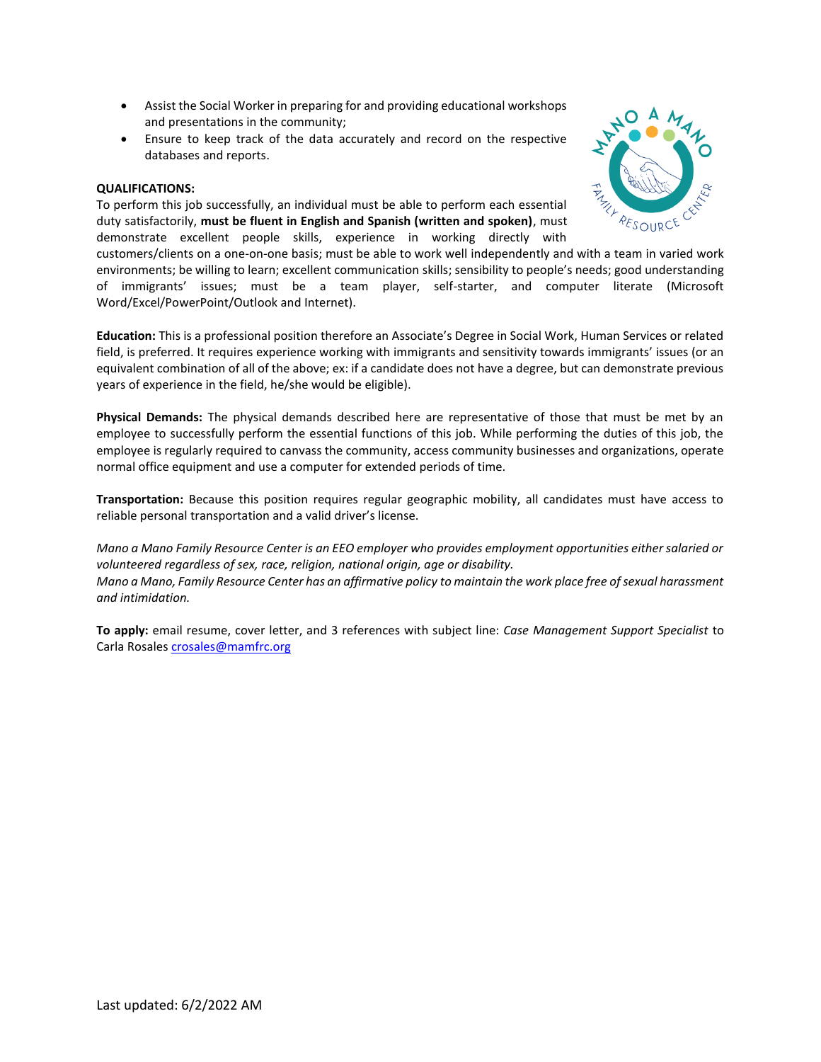- Assist the Social Worker in preparing for and providing educational workshops and presentations in the community;
- Ensure to keep track of the data accurately and record on the respective databases and reports.

**QUALIFICATIONS:**
To perform this job successfully, an individual must be able to perform each essential duty satisfactorily, **must be fluent in English and Spanish (written and spoken)**, must demonstrate excellent people skills, experience in working directly with customers/clients on a one-on-one basis; must be able to work well independently and with a team in varied work environments; be willing to learn; excellent communication skills; sensibility to people's needs; good understanding of immigrants' issues; must be a team player, self-starter, and computer literate (Microsoft Word/Excel/PowerPoint/Outlook and Internet).

**Education:** This is a professional position therefore an Associate's Degree in Social Work, Human Services or related field, is preferred. It requires experience working with immigrants and sensitivity towards immigrants' issues (or an equivalent combination of all of the above; ex: if a candidate does not have a degree, but can demonstrate previous years of experience in the field, he/she would be eligible).

**Physical Demands:** The physical demands described here are representative of those that must be met by an employee to successfully perform the essential functions of this job. While performing the duties of this job, the employee is regularly required to canvass the community, access community businesses and organizations, operate normal office equipment and use a computer for extended periods of time.

**Transportation:** Because this position requires regular geographic mobility, all candidates must have access to reliable personal transportation and a valid driver's license.

*Mano a Mano Family Resource Center is an EEO employer who provides employment opportunities either salaried or volunteered regardless of sex, race, religion, national origin, age or disability.*
*Mano a Mano, Family Resource Center has an affirmative policy to maintain the work place free of sexual harassment and intimidation.*

**To apply:** email resume, cover letter, and 3 references with subject line: *Case Management Support Specialist* to Carla Rosales crosales@mamfrc.org

Last updated: 6/2/2022 AM